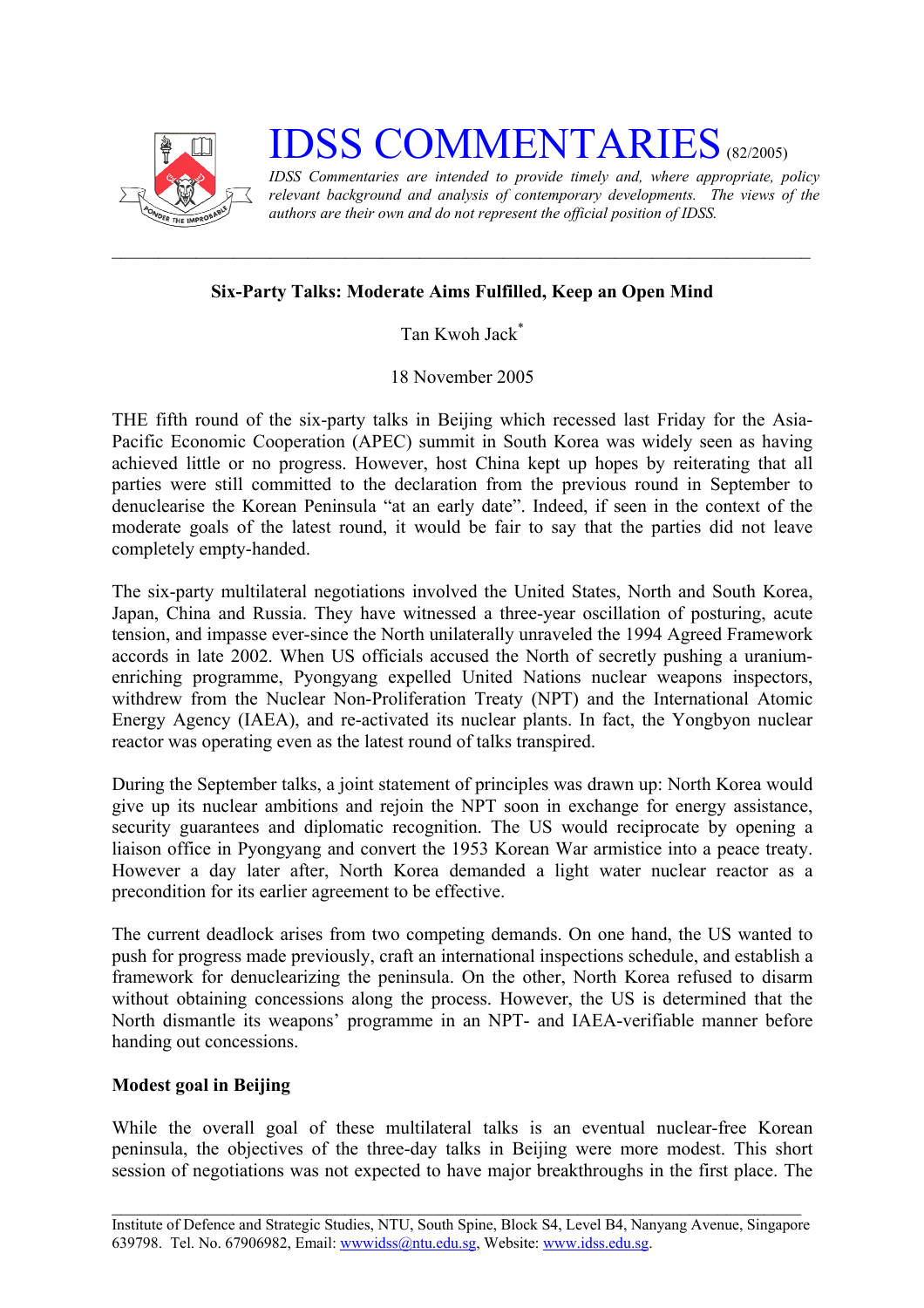# IDSS COMMENTARIES (82/2005)

*IDSS Commentaries are intended to provide timely and, where appropriate, policy relevant background and analysis of contemporary developments. The views of the authors are their own and do not represent the official position of IDSS.*

---

**Six-Party Talks: Moderate Aims Fulfilled, Keep an Open Mind**

Tan Kwoh Jack*

18 November 2005

THE fifth round of the six-party talks in Beijing which recessed last Friday for the Asia-Pacific Economic Cooperation (APEC) summit in South Korea was widely seen as having achieved little or no progress. However, host China kept up hopes by reiterating that all parties were still committed to the declaration from the previous round in September to denuclearise the Korean Peninsula "at an early date". Indeed, if seen in the context of the moderate goals of the latest round, it would be fair to say that the parties did not leave completely empty-handed.

The six-party multilateral negotiations involved the United States, North and South Korea, Japan, China and Russia. They have witnessed a three-year oscillation of posturing, acute tension, and impasse ever-since the North unilaterally unraveled the 1994 Agreed Framework accords in late 2002. When US officials accused the North of secretly pushing a uranium-enriching programme, Pyongyang expelled United Nations nuclear weapons inspectors, withdrew from the Nuclear Non-Proliferation Treaty (NPT) and the International Atomic Energy Agency (IAEA), and re-activated its nuclear plants. In fact, the Yongbyon nuclear reactor was operating even as the latest round of talks transpired.

During the September talks, a joint statement of principles was drawn up: North Korea would give up its nuclear ambitions and rejoin the NPT soon in exchange for energy assistance, security guarantees and diplomatic recognition. The US would reciprocate by opening a liaison office in Pyongyang and convert the 1953 Korean War armistice into a peace treaty. However a day later after, North Korea demanded a light water nuclear reactor as a precondition for its earlier agreement to be effective.

The current deadlock arises from two competing demands. On one hand, the US wanted to push for progress made previously, craft an international inspections schedule, and establish a framework for denuclearizing the peninsula. On the other, North Korea refused to disarm without obtaining concessions along the process. However, the US is determined that the North dismantle its weapons' programme in an NPT- and IAEA-verifiable manner before handing out concessions.

**Modest goal in Beijing**

While the overall goal of these multilateral talks is an eventual nuclear-free Korean peninsula, the objectives of the three-day talks in Beijing were more modest. This short session of negotiations was not expected to have major breakthroughs in the first place. The

---

Institute of Defence and Strategic Studies, NTU, South Spine, Block S4, Level B4, Nanyang Avenue, Singapore 639798. Tel. No. 67906982, Email: wwwidss@ntu.edu.sg, Website: www.idss.edu.sg.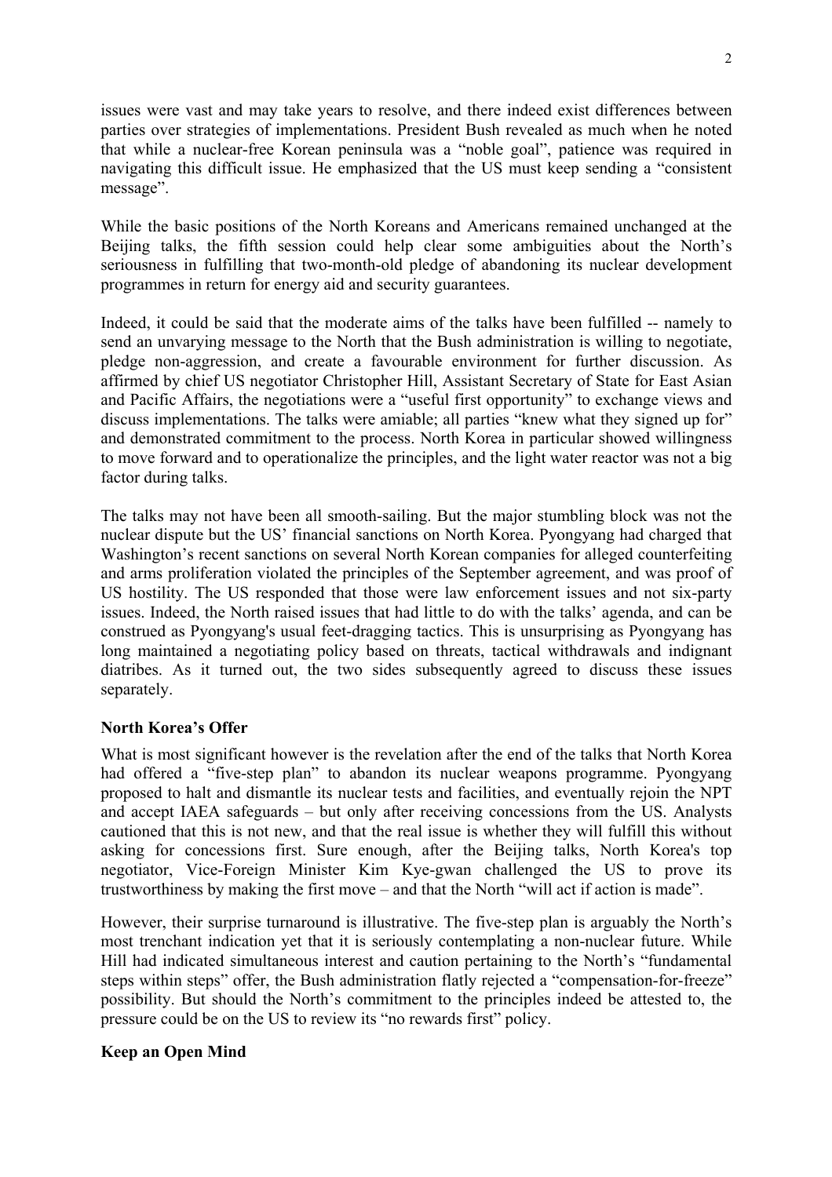issues were vast and may take years to resolve, and there indeed exist differences between parties over strategies of implementations. President Bush revealed as much when he noted that while a nuclear-free Korean peninsula was a "noble goal", patience was required in navigating this difficult issue. He emphasized that the US must keep sending a "consistent message".

While the basic positions of the North Koreans and Americans remained unchanged at the Beijing talks, the fifth session could help clear some ambiguities about the North's seriousness in fulfilling that two-month-old pledge of abandoning its nuclear development programmes in return for energy aid and security guarantees.

Indeed, it could be said that the moderate aims of the talks have been fulfilled -- namely to send an unvarying message to the North that the Bush administration is willing to negotiate, pledge non-aggression, and create a favourable environment for further discussion. As affirmed by chief US negotiator Christopher Hill, Assistant Secretary of State for East Asian and Pacific Affairs, the negotiations were a "useful first opportunity" to exchange views and discuss implementations. The talks were amiable; all parties "knew what they signed up for" and demonstrated commitment to the process. North Korea in particular showed willingness to move forward and to operationalize the principles, and the light water reactor was not a big factor during talks.

The talks may not have been all smooth-sailing. But the major stumbling block was not the nuclear dispute but the US' financial sanctions on North Korea. Pyongyang had charged that Washington's recent sanctions on several North Korean companies for alleged counterfeiting and arms proliferation violated the principles of the September agreement, and was proof of US hostility. The US responded that those were law enforcement issues and not six-party issues. Indeed, the North raised issues that had little to do with the talks' agenda, and can be construed as Pyongyang's usual feet-dragging tactics. This is unsurprising as Pyongyang has long maintained a negotiating policy based on threats, tactical withdrawals and indignant diatribes. As it turned out, the two sides subsequently agreed to discuss these issues separately.

**North Korea's Offer**

What is most significant however is the revelation after the end of the talks that North Korea had offered a "five-step plan" to abandon its nuclear weapons programme. Pyongyang proposed to halt and dismantle its nuclear tests and facilities, and eventually rejoin the NPT and accept IAEA safeguards – but only after receiving concessions from the US. Analysts cautioned that this is not new, and that the real issue is whether they will fulfill this without asking for concessions first. Sure enough, after the Beijing talks, North Korea's top negotiator, Vice-Foreign Minister Kim Kye-gwan challenged the US to prove its trustworthiness by making the first move – and that the North "will act if action is made".

However, their surprise turnaround is illustrative. The five-step plan is arguably the North's most trenchant indication yet that it is seriously contemplating a non-nuclear future. While Hill had indicated simultaneous interest and caution pertaining to the North's "fundamental steps within steps" offer, the Bush administration flatly rejected a "compensation-for-freeze" possibility. But should the North's commitment to the principles indeed be attested to, the pressure could be on the US to review its "no rewards first" policy.

**Keep an Open Mind**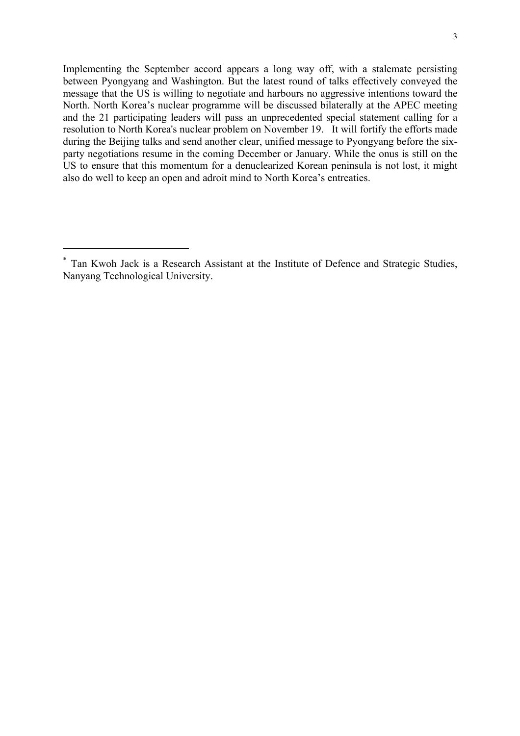Implementing the September accord appears a long way off, with a stalemate persisting between Pyongyang and Washington. But the latest round of talks effectively conveyed the message that the US is willing to negotiate and harbours no aggressive intentions toward the North. North Korea's nuclear programme will be discussed bilaterally at the APEC meeting and the 21 participating leaders will pass an unprecedented special statement calling for a resolution to North Korea's nuclear problem on November 19. It will fortify the efforts made during the Beijing talks and send another clear, unified message to Pyongyang before the six-party negotiations resume in the coming December or January. While the onus is still on the US to ensure that this momentum for a denuclearized Korean peninsula is not lost, it might also do well to keep an open and adroit mind to North Korea's entreaties.

---

[*] Tan Kwoh Jack is a Research Assistant at the Institute of Defence and Strategic Studies, Nanyang Technological University.